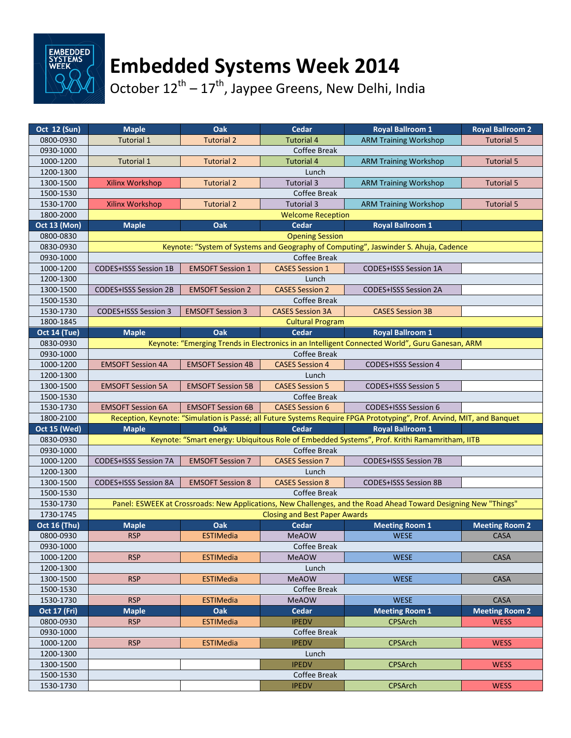# Embedded Systems Week 2014

October 12th – 17th, Jaypee Greens, New Delhi, India

| Oct 12 (Sun) | Maple | Oak | Cedar | Royal Ballroom 1 | Royal Ballroom 2 |
|---|---|---|---|---|---|
| 0800-0930 | Tutorial 1 | Tutorial 2 | Tutorial 4 | ARM Training Workshop | Tutorial 5 |
| 0930-1000 | Coffee Break | | | | |
| 1000-1200 | Tutorial 1 | Tutorial 2 | Tutorial 4 | ARM Training Workshop | Tutorial 5 |
| 1200-1300 | Lunch | | | | |
| 1300-1500 | Xilinx Workshop | Tutorial 2 | Tutorial 3 | ARM Training Workshop | Tutorial 5 |
| 1500-1530 | Coffee Break | | | | |
| 1530-1700 | Xilinx Workshop | Tutorial 2 | Tutorial 3 | ARM Training Workshop | Tutorial 5 |
| 1800-2000 | Welcome Reception | | | | |
| **Oct 13 (Mon)** | **Maple** | **Oak** | **Cedar** | **Royal Ballroom 1** | |
| 0800-0830 | Opening Session | | | | |
| 0830-0930 | Keynote: "System of Systems and Geography of Computing", Jaswinder S. Ahuja, Cadence | | | | |
| 0930-1000 | Coffee Break | | | | |
| 1000-1200 | CODES+ISSS Session 1B | EMSOFT Session 1 | CASES Session 1 | CODES+ISSS Session 1A | |
| 1200-1300 | Lunch | | | | |
| 1300-1500 | CODES+ISSS Session 2B | EMSOFT Session 2 | CASES Session 2 | CODES+ISSS Session 2A | |
| 1500-1530 | Coffee Break | | | | |
| 1530-1730 | CODES+ISSS Session 3 | EMSOFT Session 3 | CASES Session 3A | CASES Session 3B | |
| 1800-1845 | Cultural Program | | | | |
| **Oct 14 (Tue)** | **Maple** | **Oak** | **Cedar** | **Royal Ballroom 1** | |
| 0830-0930 | Keynote: "Emerging Trends in Electronics in an Intelligent Connected World", Guru Ganesan, ARM | | | | |
| 0930-1000 | Coffee Break | | | | |
| 1000-1200 | EMSOFT Session 4A | EMSOFT Session 4B | CASES Session 4 | CODES+ISSS Session 4 | |
| 1200-1300 | Lunch | | | | |
| 1300-1500 | EMSOFT Session 5A | EMSOFT Session 5B | CASES Session 5 | CODES+ISSS Session 5 | |
| 1500-1530 | Coffee Break | | | | |
| 1530-1730 | EMSOFT Session 6A | EMSOFT Session 6B | CASES Session 6 | CODES+ISSS Session 6 | |
| 1800-2100 | Reception, Keynote: "Simulation is Passé; all Future Systems Require FPGA Prototyping", Prof. Arvind, MIT, and Banquet | | | | |
| **Oct 15 (Wed)** | **Maple** | **Oak** | **Cedar** | **Royal Ballroom 1** | |
| 0830-0930 | Keynote: "Smart energy: Ubiquitous Role of Embedded Systems", Prof. Krithi Ramamritham, IITB | | | | |
| 0930-1000 | Coffee Break | | | | |
| 1000-1200 | CODES+ISSS Session 7A | EMSOFT Session 7 | CASES Session 7 | CODES+ISSS Session 7B | |
| 1200-1300 | Lunch | | | | |
| 1300-1500 | CODES+ISSS Session 8A | EMSOFT Session 8 | CASES Session 8 | CODES+ISSS Session 8B | |
| 1500-1530 | Coffee Break | | | | |
| 1530-1730 | Panel: ESWEEK at Crossroads: New Applications, New Challenges, and the Road Ahead Toward Designing New "Things" | | | | |
| 1730-1745 | Closing and Best Paper Awards | | | | |
| **Oct 16 (Thu)** | **Maple** | **Oak** | **Cedar** | **Meeting Room 1** | **Meeting Room 2** |
| 0800-0930 | RSP | ESTIMedia | MeAOW | WESE | CASA |
| 0930-1000 | Coffee Break | | | | |
| 1000-1200 | RSP | ESTIMedia | MeAOW | WESE | CASA |
| 1200-1300 | Lunch | | | | |
| 1300-1500 | RSP | ESTIMedia | MeAOW | WESE | CASA |
| 1500-1530 | Coffee Break | | | | |
| 1530-1730 | RSP | ESTIMedia | MeAOW | WESE | CASA |
| **Oct 17 (Fri)** | **Maple** | **Oak** | **Cedar** | **Meeting Room 1** | **Meeting Room 2** |
| 0800-0930 | RSP | ESTIMedia | IPEDV | CPSArch | WESS |
| 0930-1000 | Coffee Break | | | | |
| 1000-1200 | RSP | ESTIMedia | IPEDV | CPSArch | WESS |
| 1200-1300 | Lunch | | | | |
| 1300-1500 | | | IPEDV | CPSArch | WESS |
| 1500-1530 | Coffee Break | | | | |
| 1530-1730 | | | IPEDV | CPSArch | WESS |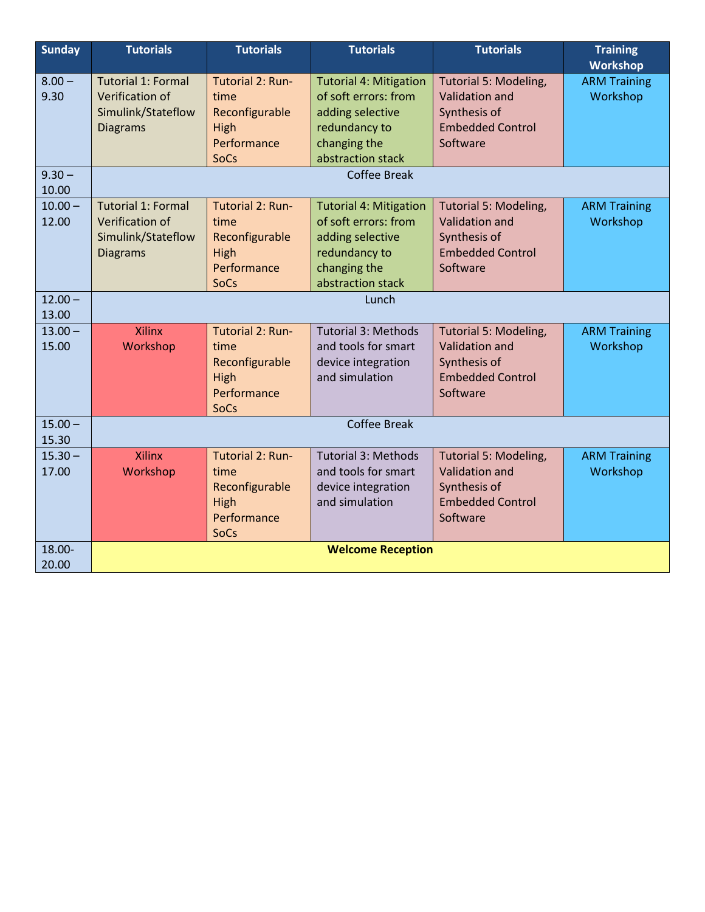| Sunday | Tutorials | Tutorials | Tutorials | Tutorials | Training Workshop |
|---|---|---|---|---|---|
| 8.00 – 9.30 | Tutorial 1: Formal Verification of Simulink/Stateflow Diagrams | Tutorial 2: Run-time Reconfigurable High Performance SoCs | Tutorial 4: Mitigation of soft errors: from adding selective redundancy to changing the abstraction stack | Tutorial 5: Modeling, Validation and Synthesis of Embedded Control Software | ARM Training Workshop |
| 9.30 – 10.00 | Coffee Break | | | | |
| 10.00 – 12.00 | Tutorial 1: Formal Verification of Simulink/Stateflow Diagrams | Tutorial 2: Run-time Reconfigurable High Performance SoCs | Tutorial 4: Mitigation of soft errors: from adding selective redundancy to changing the abstraction stack | Tutorial 5: Modeling, Validation and Synthesis of Embedded Control Software | ARM Training Workshop |
| 12.00 – 13.00 | Lunch | | | | |
| 13.00 – 15.00 | Xilinx Workshop | Tutorial 2: Run-time Reconfigurable High Performance SoCs | Tutorial 3: Methods and tools for smart device integration and simulation | Tutorial 5: Modeling, Validation and Synthesis of Embedded Control Software | ARM Training Workshop |
| 15.00 – 15.30 | Coffee Break | | | | |
| 15.30 – 17.00 | Xilinx Workshop | Tutorial 2: Run-time Reconfigurable High Performance SoCs | Tutorial 3: Methods and tools for smart device integration and simulation | Tutorial 5: Modeling, Validation and Synthesis of Embedded Control Software | ARM Training Workshop |
| 18.00-20.00 | **Welcome Reception** | | | | |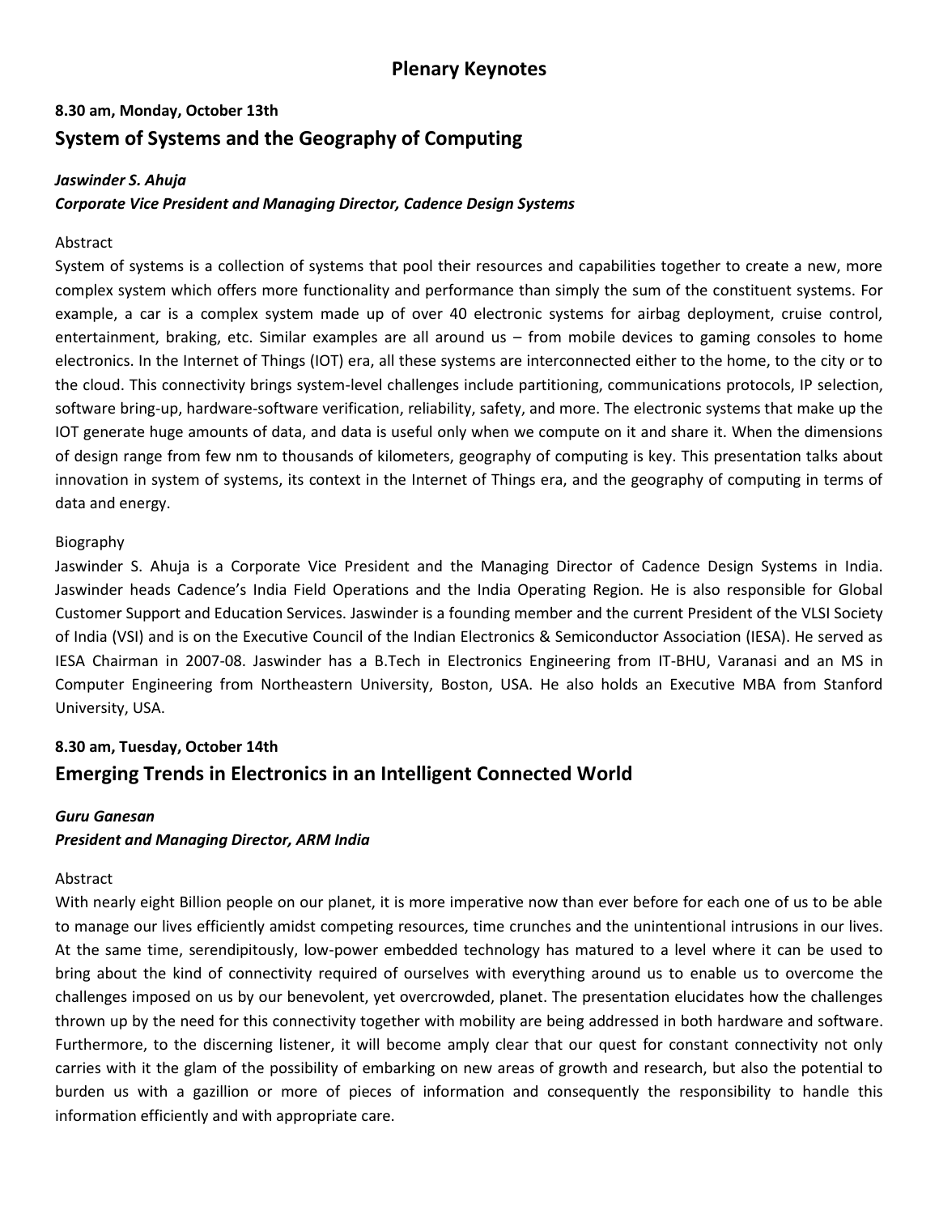# Plenary Keynotes

**8.30 am, Monday, October 13th**

## System of Systems and the Geography of Computing

***Jaswinder S. Ahuja***

***Corporate Vice President and Managing Director, Cadence Design Systems***

Abstract

System of systems is a collection of systems that pool their resources and capabilities together to create a new, more complex system which offers more functionality and performance than simply the sum of the constituent systems. For example, a car is a complex system made up of over 40 electronic systems for airbag deployment, cruise control, entertainment, braking, etc. Similar examples are all around us – from mobile devices to gaming consoles to home electronics. In the Internet of Things (IOT) era, all these systems are interconnected either to the home, to the city or to the cloud. This connectivity brings system-level challenges include partitioning, communications protocols, IP selection, software bring-up, hardware-software verification, reliability, safety, and more. The electronic systems that make up the IOT generate huge amounts of data, and data is useful only when we compute on it and share it. When the dimensions of design range from few nm to thousands of kilometers, geography of computing is key. This presentation talks about innovation in system of systems, its context in the Internet of Things era, and the geography of computing in terms of data and energy.

Biography

Jaswinder S. Ahuja is a Corporate Vice President and the Managing Director of Cadence Design Systems in India. Jaswinder heads Cadence's India Field Operations and the India Operating Region. He is also responsible for Global Customer Support and Education Services. Jaswinder is a founding member and the current President of the VLSI Society of India (VSI) and is on the Executive Council of the Indian Electronics & Semiconductor Association (IESA). He served as IESA Chairman in 2007-08. Jaswinder has a B.Tech in Electronics Engineering from IT-BHU, Varanasi and an MS in Computer Engineering from Northeastern University, Boston, USA. He also holds an Executive MBA from Stanford University, USA.

**8.30 am, Tuesday, October 14th**

## Emerging Trends in Electronics in an Intelligent Connected World

***Guru Ganesan***

***President and Managing Director, ARM India***

Abstract

With nearly eight Billion people on our planet, it is more imperative now than ever before for each one of us to be able to manage our lives efficiently amidst competing resources, time crunches and the unintentional intrusions in our lives. At the same time, serendipitously, low-power embedded technology has matured to a level where it can be used to bring about the kind of connectivity required of ourselves with everything around us to enable us to overcome the challenges imposed on us by our benevolent, yet overcrowded, planet. The presentation elucidates how the challenges thrown up by the need for this connectivity together with mobility are being addressed in both hardware and software. Furthermore, to the discerning listener, it will become amply clear that our quest for constant connectivity not only carries with it the glam of the possibility of embarking on new areas of growth and research, but also the potential to burden us with a gazillion or more of pieces of information and consequently the responsibility to handle this information efficiently and with appropriate care.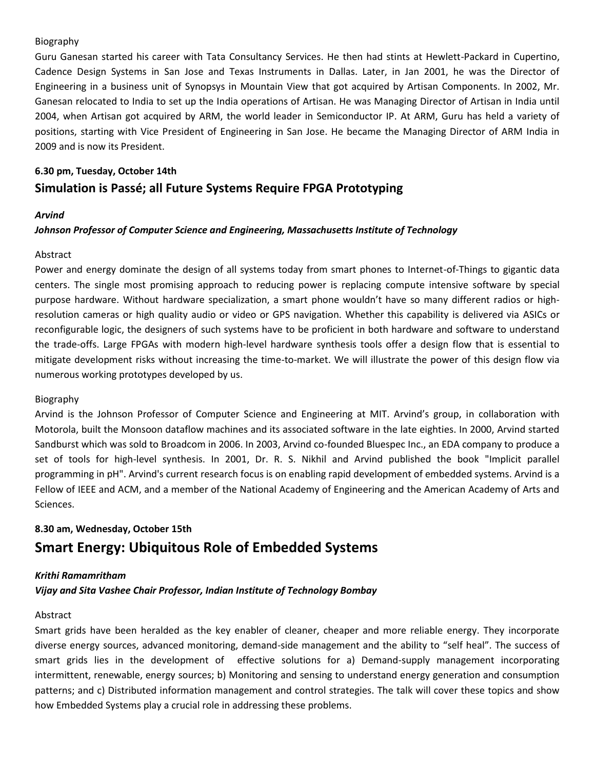Biography

Guru Ganesan started his career with Tata Consultancy Services. He then had stints at Hewlett-Packard in Cupertino, Cadence Design Systems in San Jose and Texas Instruments in Dallas. Later, in Jan 2001, he was the Director of Engineering in a business unit of Synopsys in Mountain View that got acquired by Artisan Components. In 2002, Mr. Ganesan relocated to India to set up the India operations of Artisan. He was Managing Director of Artisan in India until 2004, when Artisan got acquired by ARM, the world leader in Semiconductor IP. At ARM, Guru has held a variety of positions, starting with Vice President of Engineering in San Jose. He became the Managing Director of ARM India in 2009 and is now its President.

**6.30 pm, Tuesday, October 14th**

## Simulation is Passé; all Future Systems Require FPGA Prototyping

***Arvind***

***Johnson Professor of Computer Science and Engineering, Massachusetts Institute of Technology***

Abstract

Power and energy dominate the design of all systems today from smart phones to Internet-of-Things to gigantic data centers. The single most promising approach to reducing power is replacing compute intensive software by special purpose hardware. Without hardware specialization, a smart phone wouldn't have so many different radios or high-resolution cameras or high quality audio or video or GPS navigation. Whether this capability is delivered via ASICs or reconfigurable logic, the designers of such systems have to be proficient in both hardware and software to understand the trade-offs. Large FPGAs with modern high-level hardware synthesis tools offer a design flow that is essential to mitigate development risks without increasing the time-to-market. We will illustrate the power of this design flow via numerous working prototypes developed by us.

Biography

Arvind is the Johnson Professor of Computer Science and Engineering at MIT. Arvind's group, in collaboration with Motorola, built the Monsoon dataflow machines and its associated software in the late eighties. In 2000, Arvind started Sandburst which was sold to Broadcom in 2006. In 2003, Arvind co-founded Bluespec Inc., an EDA company to produce a set of tools for high-level synthesis. In 2001, Dr. R. S. Nikhil and Arvind published the book "Implicit parallel programming in pH". Arvind's current research focus is on enabling rapid development of embedded systems. Arvind is a Fellow of IEEE and ACM, and a member of the National Academy of Engineering and the American Academy of Arts and Sciences.

**8.30 am, Wednesday, October 15th**

## Smart Energy: Ubiquitous Role of Embedded Systems

***Krithi Ramamritham***

***Vijay and Sita Vashee Chair Professor, Indian Institute of Technology Bombay***

Abstract

Smart grids have been heralded as the key enabler of cleaner, cheaper and more reliable energy. They incorporate diverse energy sources, advanced monitoring, demand-side management and the ability to "self heal". The success of smart grids lies in the development of effective solutions for a) Demand-supply management incorporating intermittent, renewable, energy sources; b) Monitoring and sensing to understand energy generation and consumption patterns; and c) Distributed information management and control strategies. The talk will cover these topics and show how Embedded Systems play a crucial role in addressing these problems.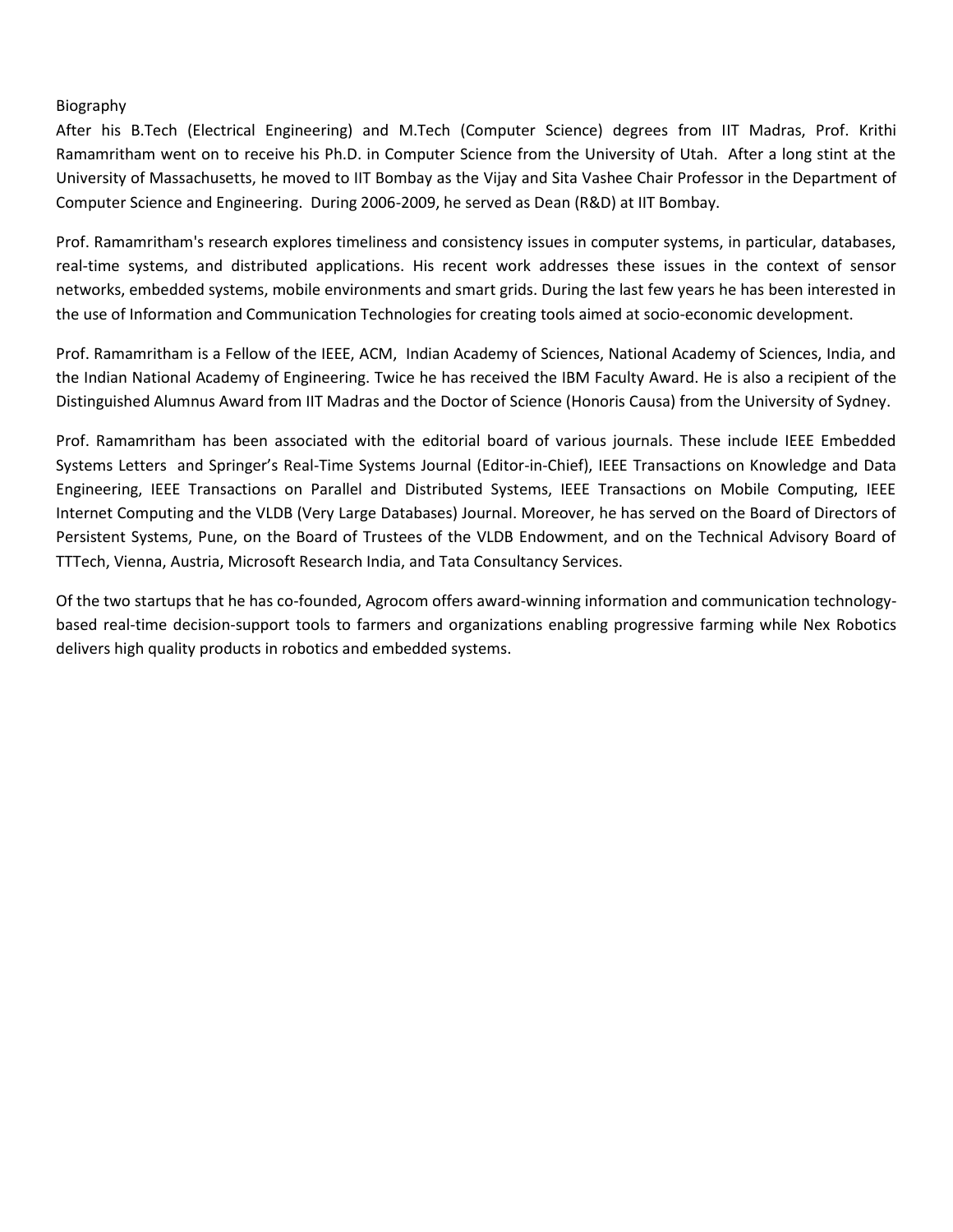Biography

After his B.Tech (Electrical Engineering) and M.Tech (Computer Science) degrees from IIT Madras, Prof. Krithi Ramamritham went on to receive his Ph.D. in Computer Science from the University of Utah. After a long stint at the University of Massachusetts, he moved to IIT Bombay as the Vijay and Sita Vashee Chair Professor in the Department of Computer Science and Engineering. During 2006-2009, he served as Dean (R&D) at IIT Bombay.

Prof. Ramamritham's research explores timeliness and consistency issues in computer systems, in particular, databases, real-time systems, and distributed applications. His recent work addresses these issues in the context of sensor networks, embedded systems, mobile environments and smart grids. During the last few years he has been interested in the use of Information and Communication Technologies for creating tools aimed at socio-economic development.

Prof. Ramamritham is a Fellow of the IEEE, ACM, Indian Academy of Sciences, National Academy of Sciences, India, and the Indian National Academy of Engineering. Twice he has received the IBM Faculty Award. He is also a recipient of the Distinguished Alumnus Award from IIT Madras and the Doctor of Science (Honoris Causa) from the University of Sydney.

Prof. Ramamritham has been associated with the editorial board of various journals. These include IEEE Embedded Systems Letters and Springer's Real-Time Systems Journal (Editor-in-Chief), IEEE Transactions on Knowledge and Data Engineering, IEEE Transactions on Parallel and Distributed Systems, IEEE Transactions on Mobile Computing, IEEE Internet Computing and the VLDB (Very Large Databases) Journal. Moreover, he has served on the Board of Directors of Persistent Systems, Pune, on the Board of Trustees of the VLDB Endowment, and on the Technical Advisory Board of TTTech, Vienna, Austria, Microsoft Research India, and Tata Consultancy Services.

Of the two startups that he has co-founded, Agrocom offers award-winning information and communication technology-based real-time decision-support tools to farmers and organizations enabling progressive farming while Nex Robotics delivers high quality products in robotics and embedded systems.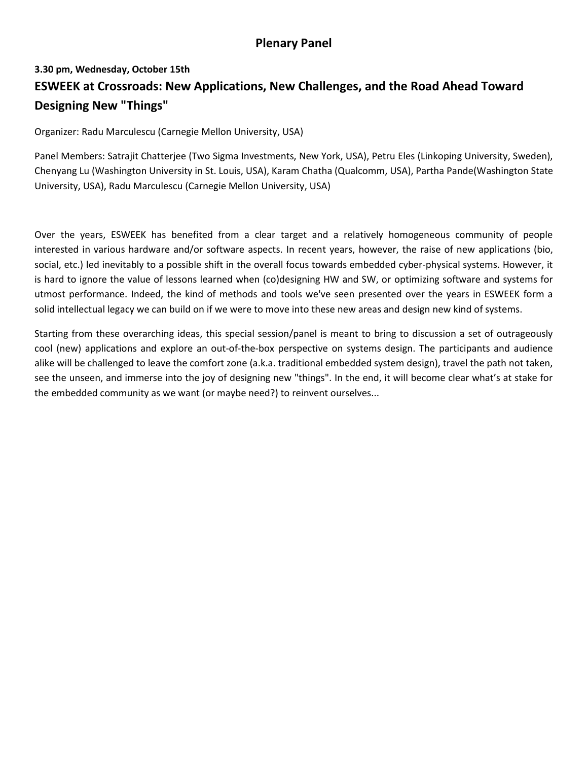## Plenary Panel

**3.30 pm, Wednesday, October 15th**

### ESWEEK at Crossroads: New Applications, New Challenges, and the Road Ahead Toward Designing New "Things"

Organizer: Radu Marculescu (Carnegie Mellon University, USA)

Panel Members: Satrajit Chatterjee (Two Sigma Investments, New York, USA), Petru Eles (Linkoping University, Sweden), Chenyang Lu (Washington University in St. Louis, USA), Karam Chatha (Qualcomm, USA), Partha Pande(Washington State University, USA), Radu Marculescu (Carnegie Mellon University, USA)

Over the years, ESWEEK has benefited from a clear target and a relatively homogeneous community of people interested in various hardware and/or software aspects. In recent years, however, the raise of new applications (bio, social, etc.) led inevitably to a possible shift in the overall focus towards embedded cyber-physical systems. However, it is hard to ignore the value of lessons learned when (co)designing HW and SW, or optimizing software and systems for utmost performance. Indeed, the kind of methods and tools we've seen presented over the years in ESWEEK form a solid intellectual legacy we can build on if we were to move into these new areas and design new kind of systems.

Starting from these overarching ideas, this special session/panel is meant to bring to discussion a set of outrageously cool (new) applications and explore an out-of-the-box perspective on systems design. The participants and audience alike will be challenged to leave the comfort zone (a.k.a. traditional embedded system design), travel the path not taken, see the unseen, and immerse into the joy of designing new "things". In the end, it will become clear what's at stake for the embedded community as we want (or maybe need?) to reinvent ourselves...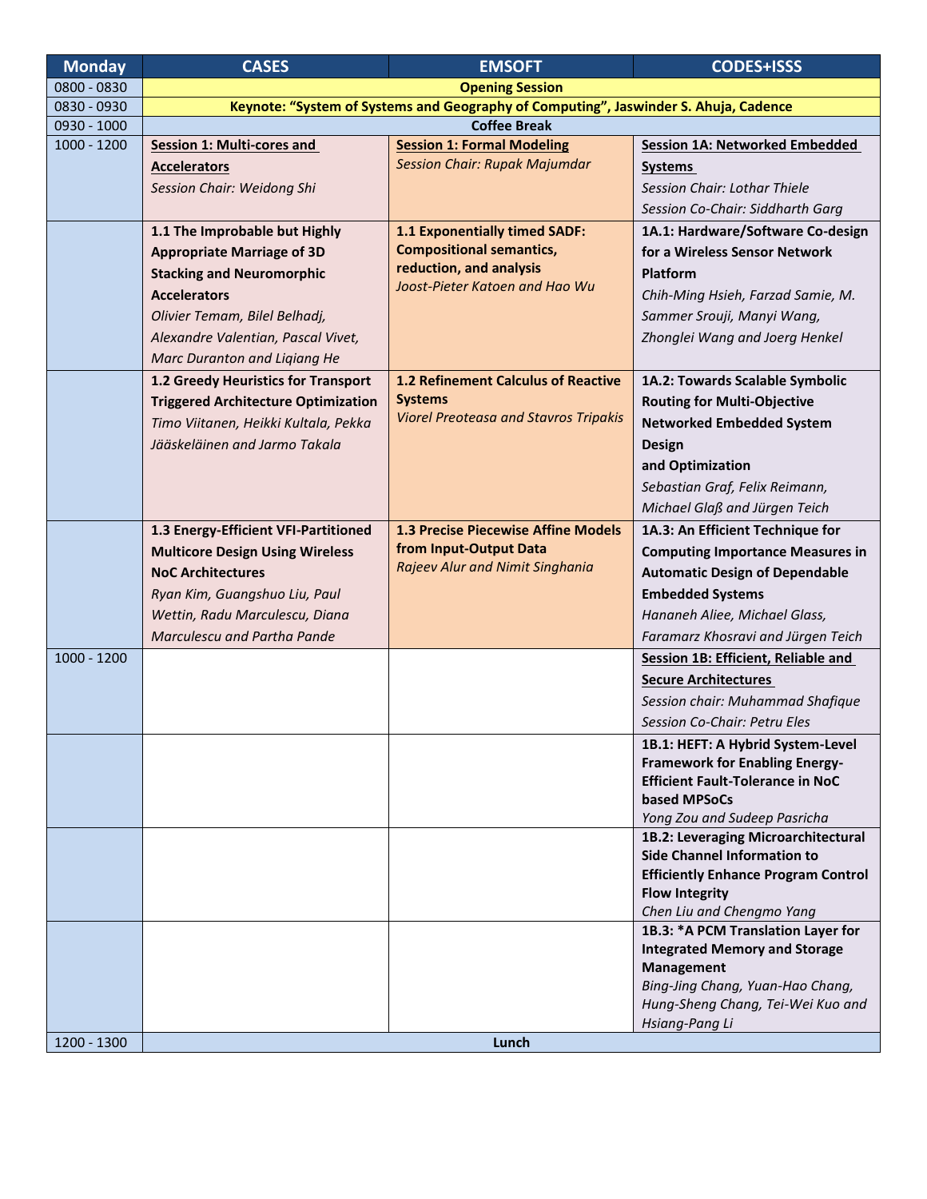| Monday | CASES | EMSOFT | CODES+ISSS |
| --- | --- | --- | --- |
| 0800 - 0830 | **Opening Session** | | |
| 0830 - 0930 | **Keynote: "System of Systems and Geography of Computing", Jaswinder S. Ahuja, Cadence** | | |
| 0930 - 1000 | **Coffee Break** | | |
| 1000 - 1200 | **Session 1: Multi-cores and Accelerators**<br>*Session Chair: Weidong Shi* | **Session 1: Formal Modeling**<br>*Session Chair: Rupak Majumdar* | **Session 1A: Networked Embedded Systems**<br>*Session Chair: Lothar Thiele*<br>*Session Co-Chair: Siddharth Garg* |
| | **1.1 The Improbable but Highly Appropriate Marriage of 3D Stacking and Neuromorphic Accelerators**<br>*Olivier Temam, Bilel Belhadj, Alexandre Valentian, Pascal Vivet, Marc Duranton and Liqiang He* | **1.1 Exponentially timed SADF: Compositional semantics, reduction, and analysis**<br>*Joost-Pieter Katoen and Hao Wu* | **1A.1: Hardware/Software Co-design for a Wireless Sensor Network Platform**<br>*Chih-Ming Hsieh, Farzad Samie, M. Sammer Srouji, Manyi Wang, Zhonglei Wang and Joerg Henkel* |
| | **1.2 Greedy Heuristics for Transport Triggered Architecture Optimization**<br>*Timo Viitanen, Heikki Kultala, Pekka Jääskeläinen and Jarmo Takala* | **1.2 Refinement Calculus of Reactive Systems**<br>*Viorel Preoteasa and Stavros Tripakis* | **1A.2: Towards Scalable Symbolic Routing for Multi-Objective Networked Embedded System Design and Optimization**<br>*Sebastian Graf, Felix Reimann, Michael Glaß and Jürgen Teich* |
| | **1.3 Energy-Efficient VFI-Partitioned Multicore Design Using Wireless NoC Architectures**<br>*Ryan Kim, Guangshuo Liu, Paul Wettin, Radu Marculescu, Diana Marculescu and Partha Pande* | **1.3 Precise Piecewise Affine Models from Input-Output Data**<br>*Rajeev Alur and Nimit Singhania* | **1A.3: An Efficient Technique for Computing Importance Measures in Automatic Design of Dependable Embedded Systems**<br>*Hananeh Aliee, Michael Glass, Faramarz Khosravi and Jürgen Teich* |
| 1000 - 1200 | | | **Session 1B: Efficient, Reliable and Secure Architectures**<br>*Session chair: Muhammad Shafique*<br>*Session Co-Chair: Petru Eles* |
| | | | **1B.1: HEFT: A Hybrid System-Level Framework for Enabling Energy-Efficient Fault-Tolerance in NoC based MPSoCs**<br>*Yong Zou and Sudeep Pasricha* |
| | | | **1B.2: Leveraging Microarchitectural Side Channel Information to Efficiently Enhance Program Control Flow Integrity**<br>*Chen Liu and Chengmo Yang* |
| | | | **1B.3: *A PCM Translation Layer for Integrated Memory and Storage Management**<br>*Bing-Jing Chang, Yuan-Hao Chang, Hung-Sheng Chang, Tei-Wei Kuo and Hsiang-Pang Li* |
| 1200 - 1300 | **Lunch** | | |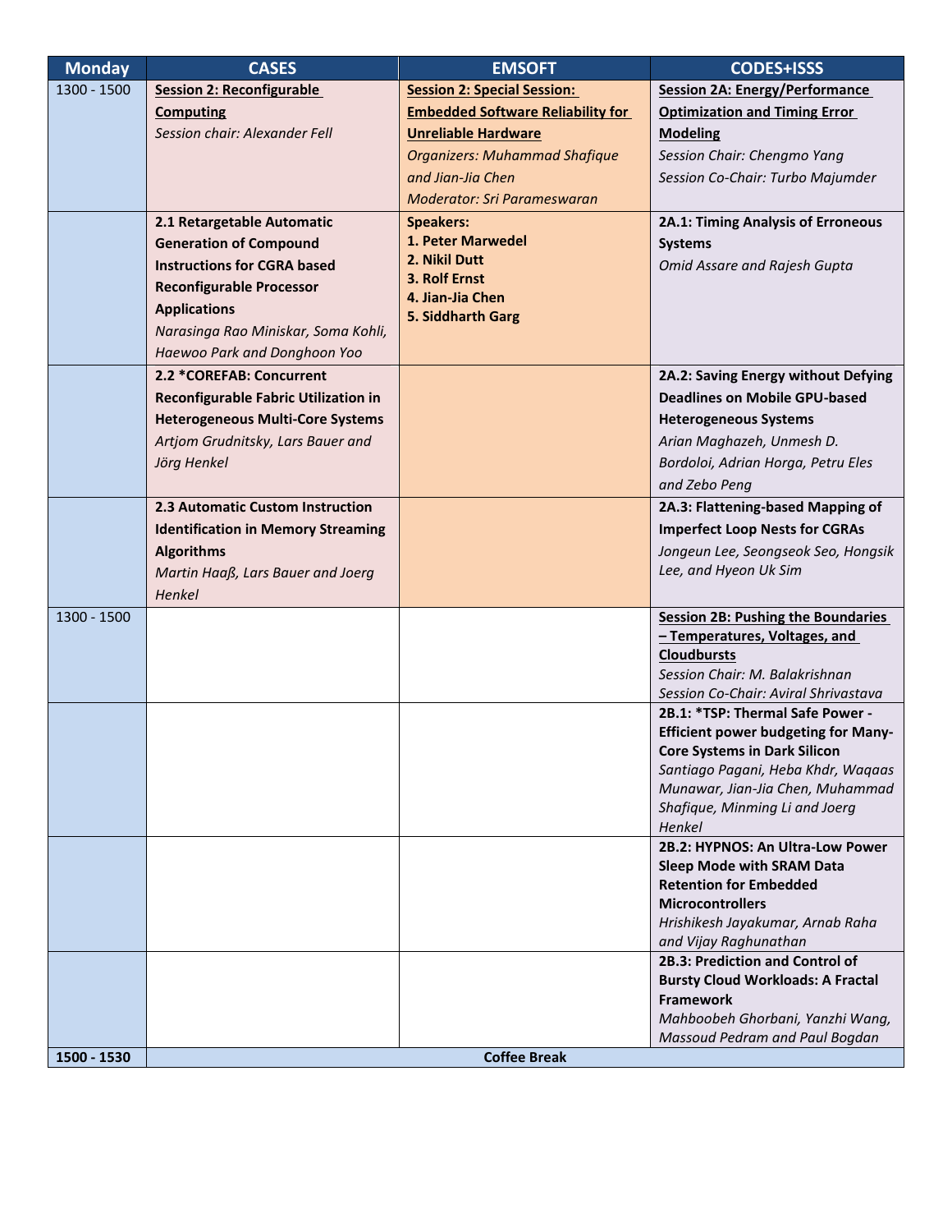| Monday | CASES | EMSOFT | CODES+ISSS |
| --- | --- | --- | --- |
| 1300 - 1500 | **Session 2: Reconfigurable Computing**<br>*Session chair: Alexander Fell* | **Session 2: Special Session: Embedded Software Reliability for Unreliable Hardware**<br>*Organizers: Muhammad Shafique and Jian-Jia Chen*<br>*Moderator: Sri Parameswaran* | **Session 2A: Energy/Performance Optimization and Timing Error Modeling**<br>*Session Chair: Chengmo Yang*<br>*Session Co-Chair: Turbo Majumder* |
| | **2.1 Retargetable Automatic Generation of Compound Instructions for CGRA based Reconfigurable Processor Applications**<br>*Narasinga Rao Miniskar, Soma Kohli, Haewoo Park and Donghoon Yoo* | **Speakers:**<br>**1. Peter Marwedel**<br>**2. Nikil Dutt**<br>**3. Rolf Ernst**<br>**4. Jian-Jia Chen**<br>**5. Siddharth Garg** | **2A.1: Timing Analysis of Erroneous Systems**<br>*Omid Assare and Rajesh Gupta* |
| | **2.2 *COREFAB: Concurrent Reconfigurable Fabric Utilization in Heterogeneous Multi-Core Systems**<br>*Artjom Grudnitsky, Lars Bauer and Jörg Henkel* | | **2A.2: Saving Energy without Defying Deadlines on Mobile GPU-based Heterogeneous Systems**<br>*Arian Maghazeh, Unmesh D. Bordoloi, Adrian Horga, Petru Eles and Zebo Peng* |
| | **2.3 Automatic Custom Instruction Identification in Memory Streaming Algorithms**<br>*Martin Haaß, Lars Bauer and Joerg Henkel* | | **2A.3: Flattening-based Mapping of Imperfect Loop Nests for CGRAs**<br>*Jongeun Lee, Seongseok Seo, Hongsik Lee, and Hyeon Uk Sim* |
| 1300 - 1500 | | | **Session 2B: Pushing the Boundaries – Temperatures, Voltages, and Cloudbursts**<br>*Session Chair: M. Balakrishnan*<br>*Session Co-Chair: Aviral Shrivastava* |
| | | | **2B.1: *TSP: Thermal Safe Power - Efficient power budgeting for Many-Core Systems in Dark Silicon**<br>*Santiago Pagani, Heba Khdr, Waqaas Munawar, Jian-Jia Chen, Muhammad Shafique, Minming Li and Joerg Henkel* |
| | | | **2B.2: HYPNOS: An Ultra-Low Power Sleep Mode with SRAM Data Retention for Embedded Microcontrollers**<br>*Hrishikesh Jayakumar, Arnab Raha and Vijay Raghunathan* |
| | | | **2B.3: Prediction and Control of Bursty Cloud Workloads: A Fractal Framework**<br>*Mahboobeh Ghorbani, Yanzhi Wang, Massoud Pedram and Paul Bogdan* |
| **1500 - 1530** | **Coffee Break** | | |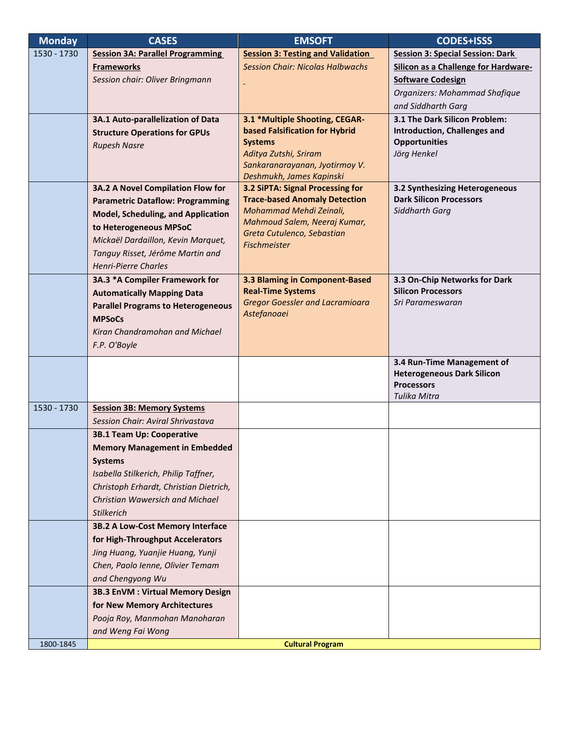| Monday | CASES | EMSOFT | CODES+ISSS |
| --- | --- | --- | --- |
| 1530 - 1730 | **Session 3A: Parallel Programming Frameworks**<br>*Session chair: Oliver Bringmann* | **Session 3: Testing and Validation**<br>*Session Chair: Nicolas Halbwachs* | **Session 3: Special Session: Dark Silicon as a Challenge for Hardware-Software Codesign**<br>*Organizers: Mohammad Shafique and Siddharth Garg* |
| | **3A.1 Auto-parallelization of Data Structure Operations for GPUs**<br>*Rupesh Nasre* | **3.1 *Multiple Shooting, CEGAR-based Falsification for Hybrid Systems**<br>*Aditya Zutshi, Sriram Sankaranarayanan, Jyotirmoy V. Deshmukh, James Kapinski* | **3.1 The Dark Silicon Problem: Introduction, Challenges and Opportunities**<br>*Jörg Henkel* |
| | **3A.2 A Novel Compilation Flow for Parametric Dataflow: Programming Model, Scheduling, and Application to Heterogeneous MPSoC**<br>*Mickaël Dardaillon, Kevin Marquet, Tanguy Risset, Jérôme Martin and Henri-Pierre Charles* | **3.2 SiPTA: Signal Processing for Trace-based Anomaly Detection**<br>*Mohammad Mehdi Zeinali, Mahmoud Salem, Neeraj Kumar, Greta Cutulenco, Sebastian Fischmeister* | **3.2 Synthesizing Heterogeneous Dark Silicon Processors**<br>*Siddharth Garg* |
| | **3A.3 *A Compiler Framework for Automatically Mapping Data Parallel Programs to Heterogeneous MPSoCs**<br>*Kiran Chandramohan and Michael F.P. O'Boyle* | **3.3 Blaming in Component-Based Real-Time Systems**<br>*Gregor Goessler and Lacramioara Astefanoaei* | **3.3 On-Chip Networks for Dark Silicon Processors**<br>*Sri Parameswaran* |
| | | | **3.4 Run-Time Management of Heterogeneous Dark Silicon Processors**<br>*Tulika Mitra* |
| 1530 - 1730 | **Session 3B: Memory Systems**<br>*Session Chair: Aviral Shrivastava* | | |
| | **3B.1 Team Up: Cooperative Memory Management in Embedded Systems**<br>*Isabella Stilkerich, Philip Taffner, Christoph Erhardt, Christian Dietrich, Christian Wawersich and Michael Stilkerich* | | |
| | **3B.2 A Low-Cost Memory Interface for High-Throughput Accelerators**<br>*Jing Huang, Yuanjie Huang, Yunji Chen, Paolo Ienne, Olivier Temam and Chengyong Wu* | | |
| | **3B.3 EnVM : Virtual Memory Design for New Memory Architectures**<br>*Pooja Roy, Manmohan Manoharan and Weng Fai Wong* | | |
| 1800-1845 | **Cultural Program** | | |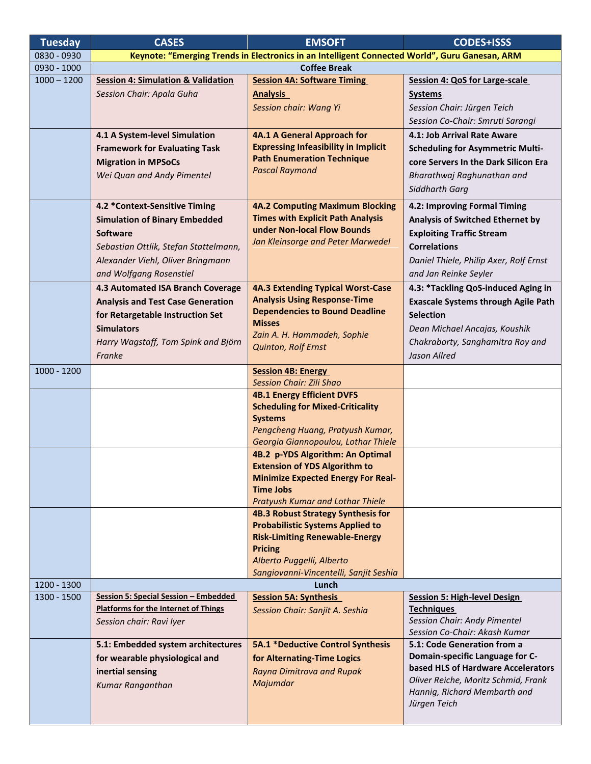| Tuesday | CASES | EMSOFT | CODES+ISSS |
|---|---|---|---|
| 0830 - 0930 | **Keynote: "Emerging Trends in Electronics in an Intelligent Connected World", Guru Ganesan, ARM** | | |
| 0930 - 1000 | **Coffee Break** | | |
| 1000 – 1200 | **Session 4: Simulation & Validation**<br>*Session Chair: Apala Guha* | **Session 4A: Software Timing Analysis**<br>*Session chair: Wang Yi* | **Session 4: QoS for Large-scale Systems**<br>*Session Chair: Jürgen Teich*<br>*Session Co-Chair: Smruti Sarangi* |
| | **4.1 A System-level Simulation Framework for Evaluating Task Migration in MPSoCs**<br>*Wei Quan and Andy Pimentel* | **4A.1 A General Approach for Expressing Infeasibility in Implicit Path Enumeration Technique**<br>*Pascal Raymond* | **4.1: Job Arrival Rate Aware Scheduling for Asymmetric Multi-core Servers In the Dark Silicon Era**<br>*Bharathwaj Raghunathan and Siddharth Garg* |
| | **4.2 *Context-Sensitive Timing Simulation of Binary Embedded Software**<br>*Sebastian Ottlik, Stefan Stattelmann, Alexander Viehl, Oliver Bringmann and Wolfgang Rosenstiel* | **4A.2 Computing Maximum Blocking Times with Explicit Path Analysis under Non-local Flow Bounds**<br>*Jan Kleinsorge and Peter Marwedel* | **4.2: Improving Formal Timing Analysis of Switched Ethernet by Exploiting Traffic Stream Correlations**<br>*Daniel Thiele, Philip Axer, Rolf Ernst and Jan Reinke Seyler* |
| | **4.3 Automated ISA Branch Coverage Analysis and Test Case Generation for Retargetable Instruction Set Simulators**<br>*Harry Wagstaff, Tom Spink and Björn Franke* | **4A.3 Extending Typical Worst-Case Analysis Using Response-Time Dependencies to Bound Deadline Misses**<br>*Zain A. H. Hammadeh, Sophie Quinton, Rolf Ernst* | **4.3: *Tackling QoS-induced Aging in Exascale Systems through Agile Path Selection**<br>*Dean Michael Ancajas, Koushik Chakraborty, Sanghamitra Roy and Jason Allred* |
| 1000 - 1200 | | **Session 4B: Energy**<br>*Session Chair: Zili Shao* | |
| | | **4B.1 Energy Efficient DVFS Scheduling for Mixed-Criticality Systems**<br>*Pengcheng Huang, Pratyush Kumar, Georgia Giannopoulou, Lothar Thiele* | |
| | | **4B.2 p-YDS Algorithm: An Optimal Extension of YDS Algorithm to Minimize Expected Energy For Real-Time Jobs**<br>*Pratyush Kumar and Lothar Thiele* | |
| | | **4B.3 Robust Strategy Synthesis for Probabilistic Systems Applied to Risk-Limiting Renewable-Energy Pricing**<br>*Alberto Puggelli, Alberto Sangiovanni-Vincentelli, Sanjit Seshia* | |
| 1200 - 1300 | **Lunch** | | |
| 1300 - 1500 | **Session 5: Special Session – Embedded Platforms for the Internet of Things**<br>*Session chair: Ravi Iyer* | **Session 5A: Synthesis**<br>*Session Chair: Sanjit A. Seshia* | **Session 5: High-level Design Techniques**<br>*Session Chair: Andy Pimentel*<br>*Session Co-Chair: Akash Kumar* |
| | **5.1: Embedded system architectures for wearable physiological and inertial sensing**<br>*Kumar Ranganthan* | **5A.1 *Deductive Control Synthesis for Alternating-Time Logics**<br>*Rayna Dimitrova and Rupak Majumdar* | **5.1: Code Generation from a Domain-specific Language for C-based HLS of Hardware Accelerators**<br>*Oliver Reiche, Moritz Schmid, Frank Hannig, Richard Membarth and Jürgen Teich* |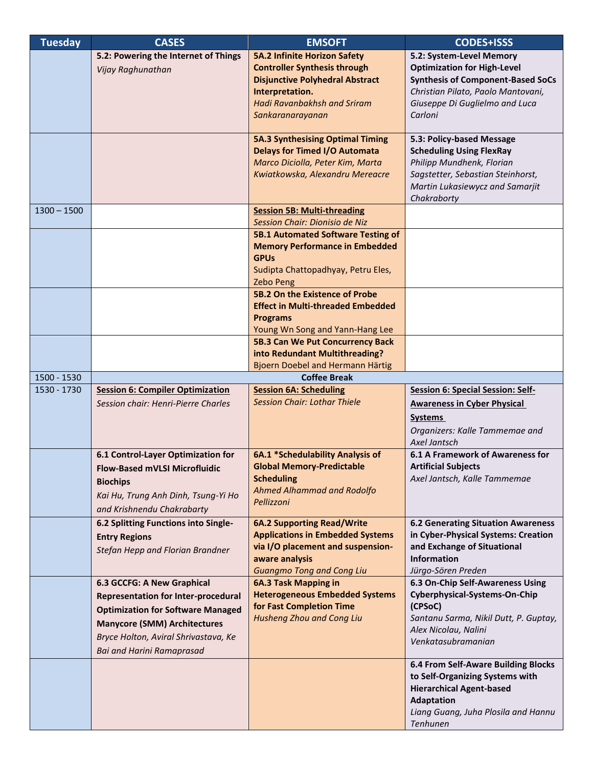| Tuesday | CASES | EMSOFT | CODES+ISSS |
|---|---|---|---|
| | **5.2: Powering the Internet of Things** *Vijay Raghunathan* | **5A.2 Infinite Horizon Safety Controller Synthesis through Disjunctive Polyhedral Abstract Interpretation.** *Hadi Ravanbakhsh and Sriram Sankaranarayanan* | **5.2: System-Level Memory Optimization for High-Level Synthesis of Component-Based SoCs** *Christian Pilato, Paolo Mantovani, Giuseppe Di Guglielmo and Luca Carloni* |
| | | **5A.3 Synthesising Optimal Timing Delays for Timed I/O Automata** *Marco Diciolla, Peter Kim, Marta Kwiatkowska, Alexandru Mereacre* | **5.3: Policy-based Message Scheduling Using FlexRay** *Philipp Mundhenk, Florian Sagstetter, Sebastian Steinhorst, Martin Lukasiewycz and Samarjit Chakraborty* |
| 1300 – 1500 | | **Session 5B: Multi-threading** *Session Chair: Dionisio de Niz* | |
| | | **5B.1 Automated Software Testing of Memory Performance in Embedded GPUs** Sudipta Chattopadhyay, Petru Eles, Zebo Peng | |
| | | **5B.2 On the Existence of Probe Effect in Multi-threaded Embedded Programs** Young Wn Song and Yann-Hang Lee | |
| | | **5B.3 Can We Put Concurrency Back into Redundant Multithreading?** Bjoern Doebel and Hermann Härtig | |
| 1500 - 1530 | | **Coffee Break** | |
| 1530 - 1730 | **Session 6: Compiler Optimization** *Session chair: Henri-Pierre Charles* | **Session 6A: Scheduling** *Session Chair: Lothar Thiele* | **Session 6: Special Session: Self-Awareness in Cyber Physical Systems** *Organizers: Kalle Tammemae and Axel Jantsch* |
| | **6.1 Control-Layer Optimization for Flow-Based mVLSI Microfluidic Biochips** *Kai Hu, Trung Anh Dinh, Tsung-Yi Ho and Krishnendu Chakrabarty* | **6A.1 *Schedulability Analysis of Global Memory-Predictable Scheduling** *Ahmed Alhammad and Rodolfo Pellizzoni* | **6.1 A Framework of Awareness for Artificial Subjects** *Axel Jantsch, Kalle Tammemae* |
| | **6.2 Splitting Functions into Single-Entry Regions** *Stefan Hepp and Florian Brandner* | **6A.2 Supporting Read/Write Applications in Embedded Systems via I/O placement and suspension-aware analysis** *Guangmo Tong and Cong Liu* | **6.2 Generating Situation Awareness in Cyber-Physical Systems: Creation and Exchange of Situational Information** *Jürgo-Sören Preden* |
| | **6.3 GCCFG: A New Graphical Representation for Inter-procedural Optimization for Software Managed Manycore (SMM) Architectures** *Bryce Holton, Aviral Shrivastava, Ke Bai and Harini Ramaprasad* | **6A.3 Task Mapping in Heterogeneous Embedded Systems for Fast Completion Time** *Husheng Zhou and Cong Liu* | **6.3 On-Chip Self-Awareness Using Cyberphysical-Systems-On-Chip (CPSoC)** *Santanu Sarma, Nikil Dutt, P. Guptay, Alex Nicolau, Nalini Venkatasubramanian* |
| | | | **6.4 From Self-Aware Building Blocks to Self-Organizing Systems with Hierarchical Agent-based Adaptation** *Liang Guang, Juha Plosila and Hannu Tenhunen* |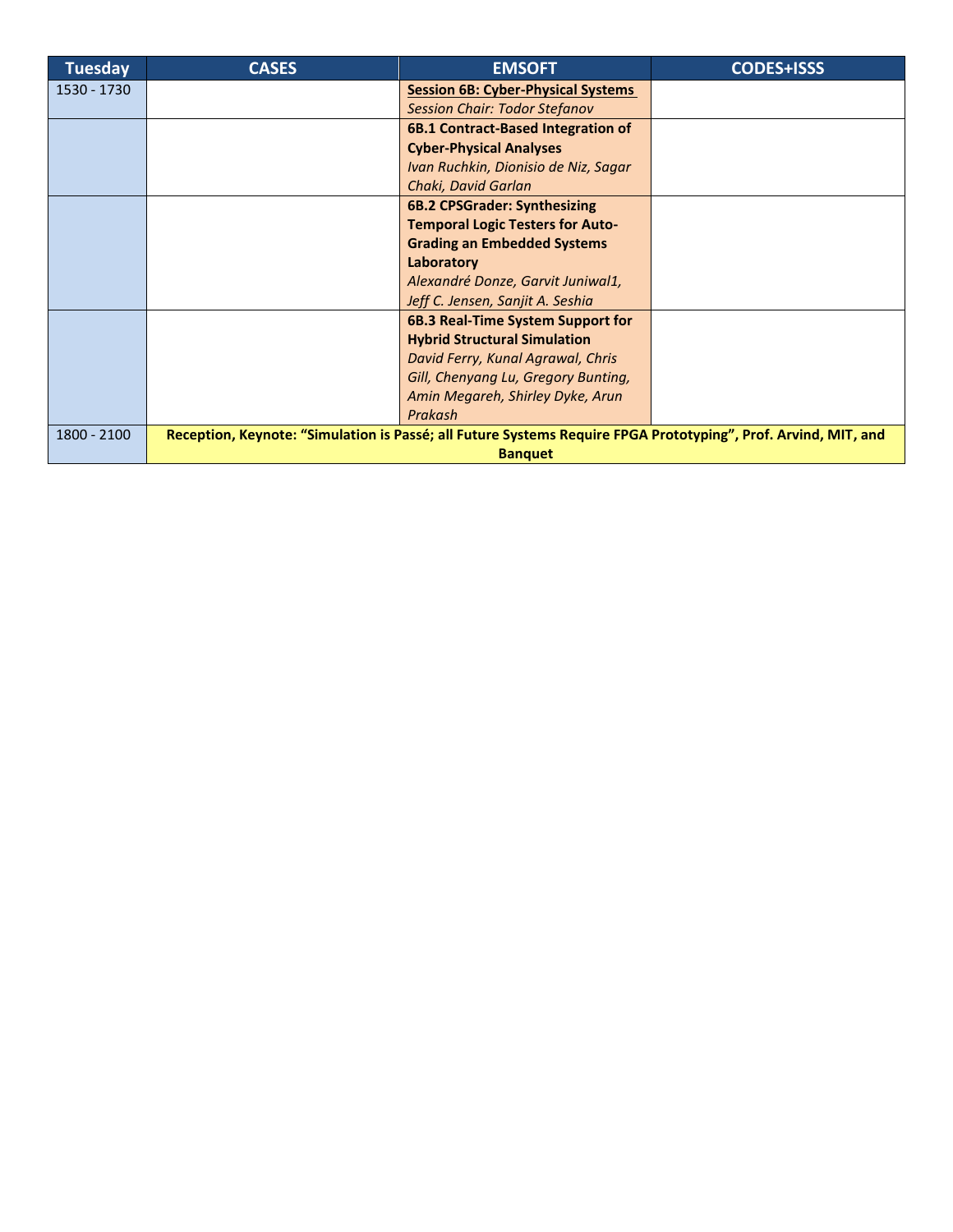| Tuesday | CASES | EMSOFT | CODES+ISSS |
|---|---|---|---|
| 1530 - 1730 | | **Session 6B: Cyber-Physical Systems**<br>*Session Chair: Todor Stefanov* | |
| | | **6B.1 Contract-Based Integration of Cyber-Physical Analyses**<br>*Ivan Ruchkin, Dionisio de Niz, Sagar Chaki, David Garlan* | |
| | | **6B.2 CPSGrader: Synthesizing Temporal Logic Testers for Auto-Grading an Embedded Systems Laboratory**<br>*Alexandré Donze, Garvit Juniwal1, Jeff C. Jensen, Sanjit A. Seshia* | |
| | | **6B.3 Real-Time System Support for Hybrid Structural Simulation**<br>*David Ferry, Kunal Agrawal, Chris Gill, Chenyang Lu, Gregory Bunting, Amin Megareh, Shirley Dyke, Arun Prakash* | |
| 1800 - 2100 | **Reception, Keynote: "Simulation is Passé; all Future Systems Require FPGA Prototyping", Prof. Arvind, MIT, and Banquet** | | |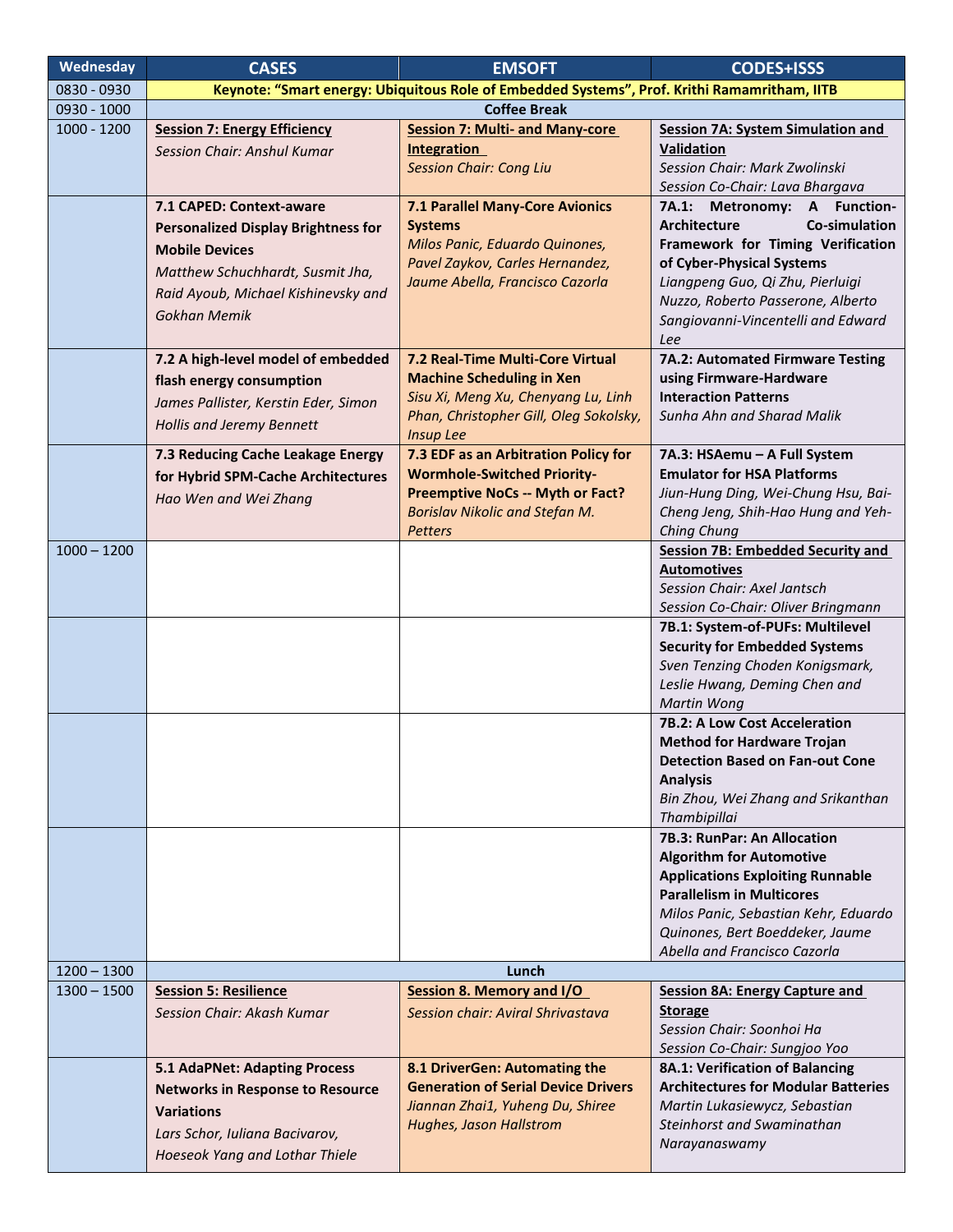| Wednesday | CASES | EMSOFT | CODES+ISSS |
|---|---|---|---|
| 0830 - 0930 | **Keynote: "Smart energy: Ubiquitous Role of Embedded Systems", Prof. Krithi Ramamritham, IITB** | | |
| 0930 - 1000 | **Coffee Break** | | |
| 1000 - 1200 | **Session 7: Energy Efficiency**<br>*Session Chair: Anshul Kumar* | **Session 7: Multi- and Many-core Integration**<br>*Session Chair: Cong Liu* | **Session 7A: System Simulation and Validation**<br>*Session Chair: Mark Zwolinski*<br>*Session Co-Chair: Lava Bhargava* |
| | **7.1 CAPED: Context-aware Personalized Display Brightness for Mobile Devices**<br>*Matthew Schuchhardt, Susmit Jha, Raid Ayoub, Michael Kishinevsky and Gokhan Memik* | **7.1 Parallel Many-Core Avionics Systems**<br>*Milos Panic, Eduardo Quinones, Pavel Zaykov, Carles Hernandez, Jaume Abella, Francisco Cazorla* | **7A.1: Metronomy: A Function-Architecture Co-simulation Framework for Timing Verification of Cyber-Physical Systems**<br>*Liangpeng Guo, Qi Zhu, Pierluigi Nuzzo, Roberto Passerone, Alberto Sangiovanni-Vincentelli and Edward Lee* |
| | **7.2 A high-level model of embedded flash energy consumption**<br>*James Pallister, Kerstin Eder, Simon Hollis and Jeremy Bennett* | **7.2 Real-Time Multi-Core Virtual Machine Scheduling in Xen**<br>*Sisu Xi, Meng Xu, Chenyang Lu, Linh Phan, Christopher Gill, Oleg Sokolsky, Insup Lee* | **7A.2: Automated Firmware Testing using Firmware-Hardware Interaction Patterns**<br>*Sunha Ahn and Sharad Malik* |
| | **7.3 Reducing Cache Leakage Energy for Hybrid SPM-Cache Architectures**<br>*Hao Wen and Wei Zhang* | **7.3 EDF as an Arbitration Policy for Wormhole-Switched Priority-Preemptive NoCs -- Myth or Fact?**<br>*Borislav Nikolic and Stefan M. Petters* | **7A.3: HSAemu – A Full System Emulator for HSA Platforms**<br>*Jiun-Hung Ding, Wei-Chung Hsu, Bai-Cheng Jeng, Shih-Hao Hung and Yeh-Ching Chung* |
| 1000 – 1200 | | | **Session 7B: Embedded Security and Automotives**<br>*Session Chair: Axel Jantsch*<br>*Session Co-Chair: Oliver Bringmann* |
| | | | **7B.1: System-of-PUFs: Multilevel Security for Embedded Systems**<br>*Sven Tenzing Choden Konigsmark, Leslie Hwang, Deming Chen and Martin Wong* |
| | | | **7B.2: A Low Cost Acceleration Method for Hardware Trojan Detection Based on Fan-out Cone Analysis**<br>*Bin Zhou, Wei Zhang and Srikanthan Thambipillai* |
| | | | **7B.3: RunPar: An Allocation Algorithm for Automotive Applications Exploiting Runnable Parallelism in Multicores**<br>*Milos Panic, Sebastian Kehr, Eduardo Quinones, Bert Boeddeker, Jaume Abella and Francisco Cazorla* |
| 1200 – 1300 | **Lunch** | | |
| 1300 – 1500 | **Session 5: Resilience**<br>*Session Chair: Akash Kumar* | **Session 8. Memory and I/O**<br>*Session chair: Aviral Shrivastava* | **Session 8A: Energy Capture and Storage**<br>*Session Chair: Soonhoi Ha*<br>*Session Co-Chair: Sungjoo Yoo* |
| | **5.1 AdaPNet: Adapting Process Networks in Response to Resource Variations**<br>*Lars Schor, Iuliana Bacivarov, Hoeseok Yang and Lothar Thiele* | **8.1 DriverGen: Automating the Generation of Serial Device Drivers**<br>*Jiannan Zhai1, Yuheng Du, Shiree Hughes, Jason Hallstrom* | **8A.1: Verification of Balancing Architectures for Modular Batteries**<br>*Martin Lukasiewycz, Sebastian Steinhorst and Swaminathan Narayanaswamy* |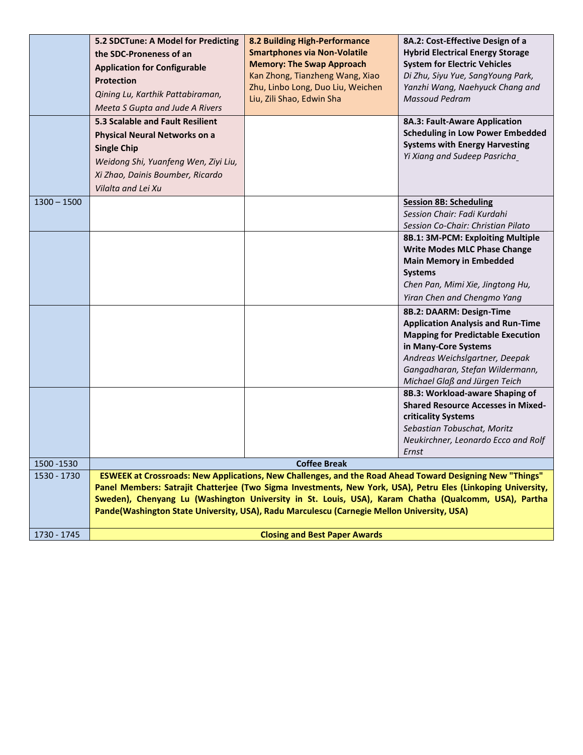| | | | |
|---|---|---|---|
| | **5.2 SDCTune: A Model for Predicting the SDC-Proneness of an Application for Configurable Protection** *Qining Lu, Karthik Pattabiraman, Meeta S Gupta and Jude A Rivers* | **8.2 Building High-Performance Smartphones via Non-Volatile Memory: The Swap Approach** Kan Zhong, Tianzheng Wang, Xiao Zhu, Linbo Long, Duo Liu, Weichen Liu, Zili Shao, Edwin Sha | **8A.2: Cost-Effective Design of a Hybrid Electrical Energy Storage System for Electric Vehicles** *Di Zhu, Siyu Yue, SangYoung Park, Yanzhi Wang, Naehyuck Chang and Massoud Pedram* |
| | **5.3 Scalable and Fault Resilient Physical Neural Networks on a Single Chip** *Weidong Shi, Yuanfeng Wen, Ziyi Liu, Xi Zhao, Dainis Boumber, Ricardo Vilalta and Lei Xu* | | **8A.3: Fault-Aware Application Scheduling in Low Power Embedded Systems with Energy Harvesting** *Yi Xiang and Sudeep Pasricha* |
| 1300 – 1500 | | | **Session 8B: Scheduling** *Session Chair: Fadi Kurdahi* *Session Co-Chair: Christian Pilato* |
| | | | **8B.1: 3M-PCM: Exploiting Multiple Write Modes MLC Phase Change Main Memory in Embedded Systems** *Chen Pan, Mimi Xie, Jingtong Hu, Yiran Chen and Chengmo Yang* |
| | | | **8B.2: DAARM: Design-Time Application Analysis and Run-Time Mapping for Predictable Execution in Many-Core Systems** *Andreas Weichslgartner, Deepak Gangadharan, Stefan Wildermann, Michael Glaß and Jürgen Teich* |
| | | | **8B.3: Workload-aware Shaping of Shared Resource Accesses in Mixed-criticality Systems** *Sebastian Tobuschat, Moritz Neukirchner, Leonardo Ecco and Rolf Ernst* |
| 1500 -1530 | **Coffee Break** | | |
| 1530 - 1730 | **ESWEEK at Crossroads: New Applications, New Challenges, and the Road Ahead Toward Designing New "Things"** **Panel Members: Satrajit Chatterjee (Two Sigma Investments, New York, USA), Petru Eles (Linkoping University, Sweden), Chenyang Lu (Washington University in St. Louis, USA), Karam Chatha (Qualcomm, USA), Partha Pande(Washington State University, USA), Radu Marculescu (Carnegie Mellon University, USA)** | | |
| 1730 - 1745 | **Closing and Best Paper Awards** | | |